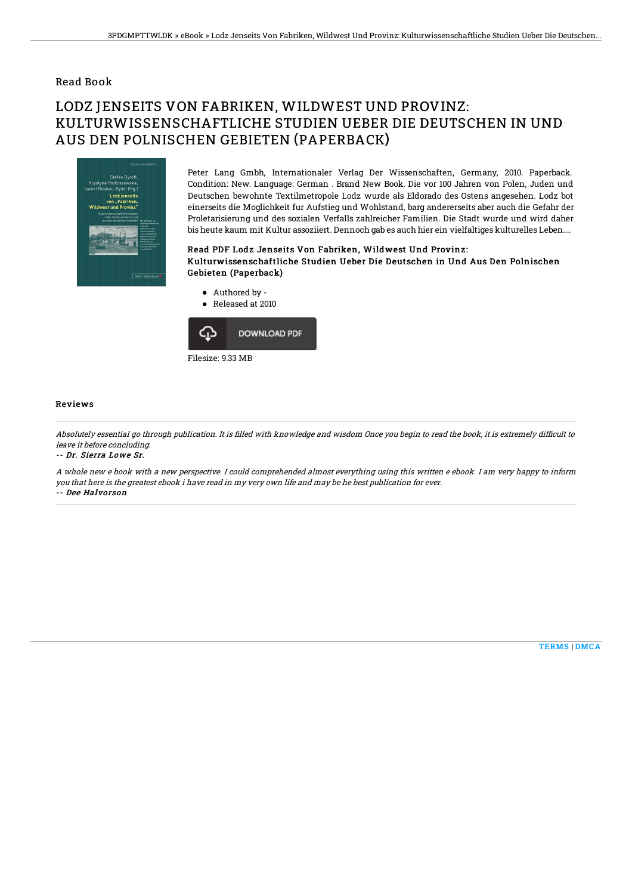## Read Book

# LODZ JENSEITS VON FABRIKEN, WILDWEST UND PROVINZ: KULTURWISSENSCHAFTLICHE STUDIEN UEBER DIE DEUTSCHEN IN UND AUS DEN POLNISCHEN GEBIETEN (PAPERBACK)

Peter Lang Gmbh, Internationaler Verlag Der Wissenschaften, Germany, 2010. Paperback. Condition: New. Language: German . Brand New Book. Die vor 100 Jahren von Polen, Juden und Deutschen bewohnte Textilmetropole Lodz wurde als Eldorado des Ostens angesehen. Lodz bot einerseits die Moglichkeit fur Aufstieg und Wohlstand, barg andererseits aber auch die Gefahr der Proletarisierung und des sozialen Verfalls zahlreicher Familien. Die Stadt wurde und wird daher bis heute kaum mit Kultur assoziiert. Dennoch gab es auch hier ein vielfaltiges kulturelles Leben....

### Read PDF Lodz Jenseits Von Fabriken, Wildwest Und Provinz: Kulturwissenschaftliche Studien Ueber Die Deutschen in Und Aus Den Polnischen Gebieten (Paperback)

- Authored by -
- Released at 2010

DOWNLOAD PDF

Filesize: 9.33 MB

## Reviews

*Absolutely essential go through publication. It is filled with knowledge and wisdom Once you begin to read the book, it is extremely difficult to leave it before concluding.*

*-- Dr. Sierra Lowe Sr.*

*A whole new e book with a new perspective. I could comprehended almost everything using this written e ebook. I am very happy to inform you that here is the greatest ebook i have read in my very own life and may be he best publication for ever.*

*-- Dee Halvorson*

TERMS | DMCA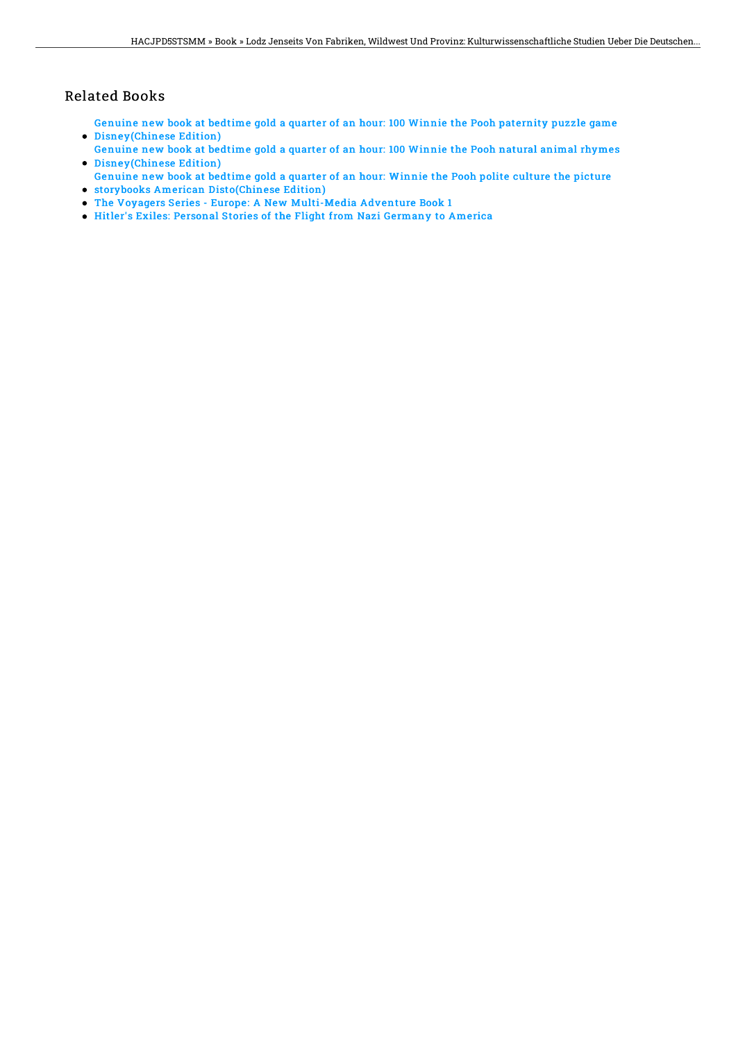## Related Books

- Genuine new book at bedtime gold a quarter of an hour: 100 Winnie the Pooh paternity puzzle game Disney(Chinese Edition)
- Genuine new book at bedtime gold a quarter of an hour: 100 Winnie the Pooh natural animal rhymes Disney(Chinese Edition)
- Genuine new book at bedtime gold a quarter of an hour: Winnie the Pooh polite culture the picture storybooks American Disto(Chinese Edition)
- The Voyagers Series - Europe: A New Multi-Media Adventure Book 1
- Hitler's Exiles: Personal Stories of the Flight from Nazi Germany to America